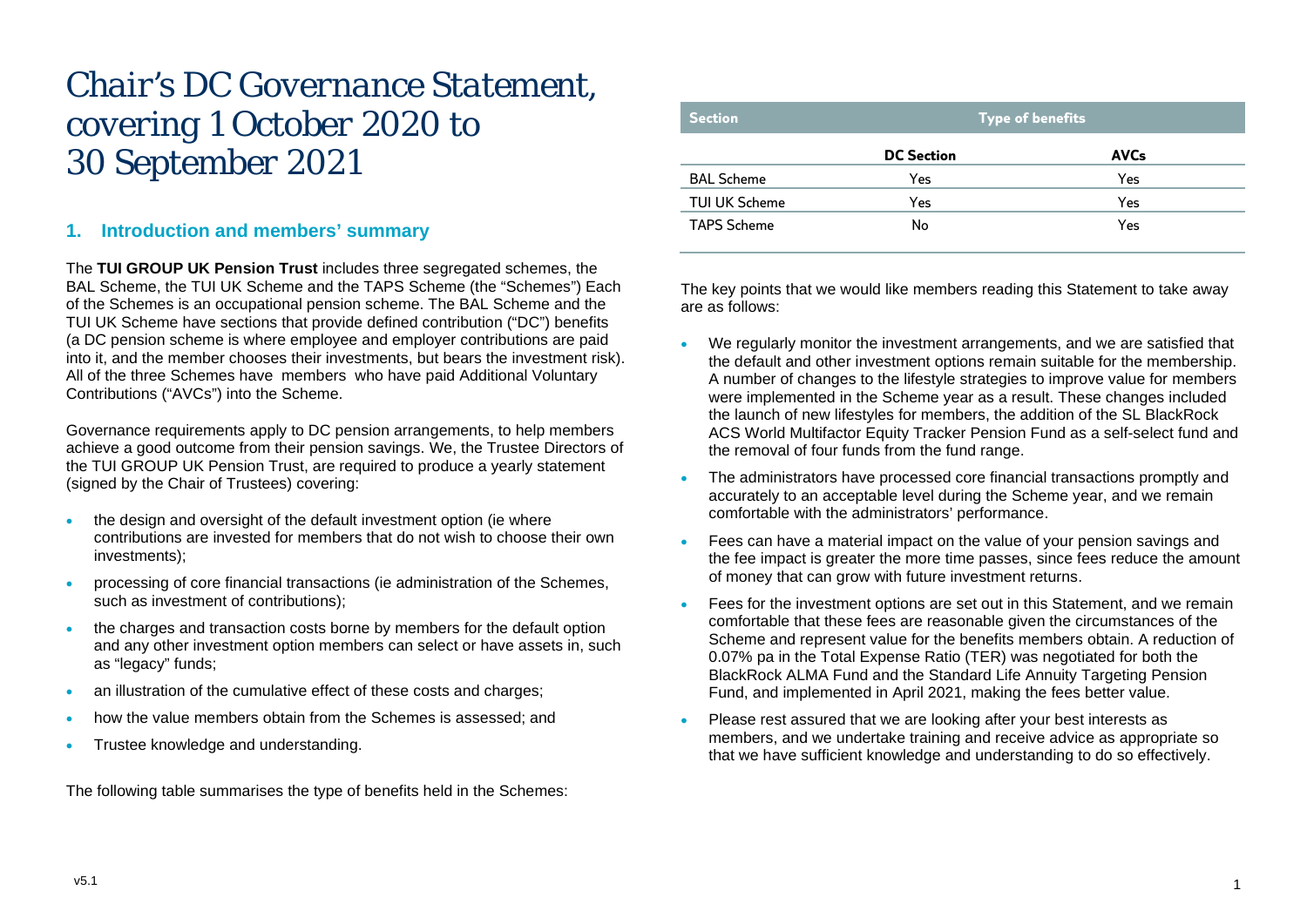# Chair's DC Governance Statement, covering 1 October 2020 to 30 September 2021

## 1. Introduction and members' summary

The **TUI GROUP UK Pension Trust** includes three segregated schemes, the BAL Scheme, the TUI UK Scheme and the TAPS Scheme (the "Schemes") Each of the Schemes is an occupational pension scheme. The BAL Scheme and the TUI UK Scheme have sections that provide defined contribution ("DC") benefits (a DC pension scheme is where employee and employer contributions are paid into it, and the member chooses their investments, but bears the investment risk). All of the three Schemes have members who have paid Additional Voluntary Contributions ("AVCs") into the Scheme.

Governance requirements apply to DC pension arrangements, to help members achieve a good outcome from their pension savings. We, the Trustee Directors of the TUI GROUP UK Pension Trust, are required to produce a yearly statement (signed by the Chair of Trustees) covering:

- the design and oversight of the default investment option (ie where contributions are invested for members that do not wish to choose their own investments);
- processing of core financial transactions (ie administration of the Schemes, such as investment of contributions);
- the charges and transaction costs borne by members for the default option and any other investment option members can select or have assets in, such as "legacy" funds;
- an illustration of the cumulative effect of these costs and charges;
- how the value members obtain from the Schemes is assessed; and
- Trustee knowledge and understanding.

The following table summarises the type of benefits held in the Schemes:

| Section | Type of benefits | |
|---|---|---|
| | **DC Section** | **AVCs** |
| BAL Scheme | Yes | Yes |
| TUI UK Scheme | Yes | Yes |
| TAPS Scheme | No | Yes |

The key points that we would like members reading this Statement to take away are as follows:

- We regularly monitor the investment arrangements, and we are satisfied that the default and other investment options remain suitable for the membership. A number of changes to the lifestyle strategies to improve value for members were implemented in the Scheme year as a result. These changes included the launch of new lifestyles for members, the addition of the SL BlackRock ACS World Multifactor Equity Tracker Pension Fund as a self-select fund and the removal of four funds from the fund range.
- The administrators have processed core financial transactions promptly and accurately to an acceptable level during the Scheme year, and we remain comfortable with the administrators' performance.
- Fees can have a material impact on the value of your pension savings and the fee impact is greater the more time passes, since fees reduce the amount of money that can grow with future investment returns.
- Fees for the investment options are set out in this Statement, and we remain comfortable that these fees are reasonable given the circumstances of the Scheme and represent value for the benefits members obtain. A reduction of 0.07% pa in the Total Expense Ratio (TER) was negotiated for both the BlackRock ALMA Fund and the Standard Life Annuity Targeting Pension Fund, and implemented in April 2021, making the fees better value.
- Please rest assured that we are looking after your best interests as members, and we undertake training and receive advice as appropriate so that we have sufficient knowledge and understanding to do so effectively.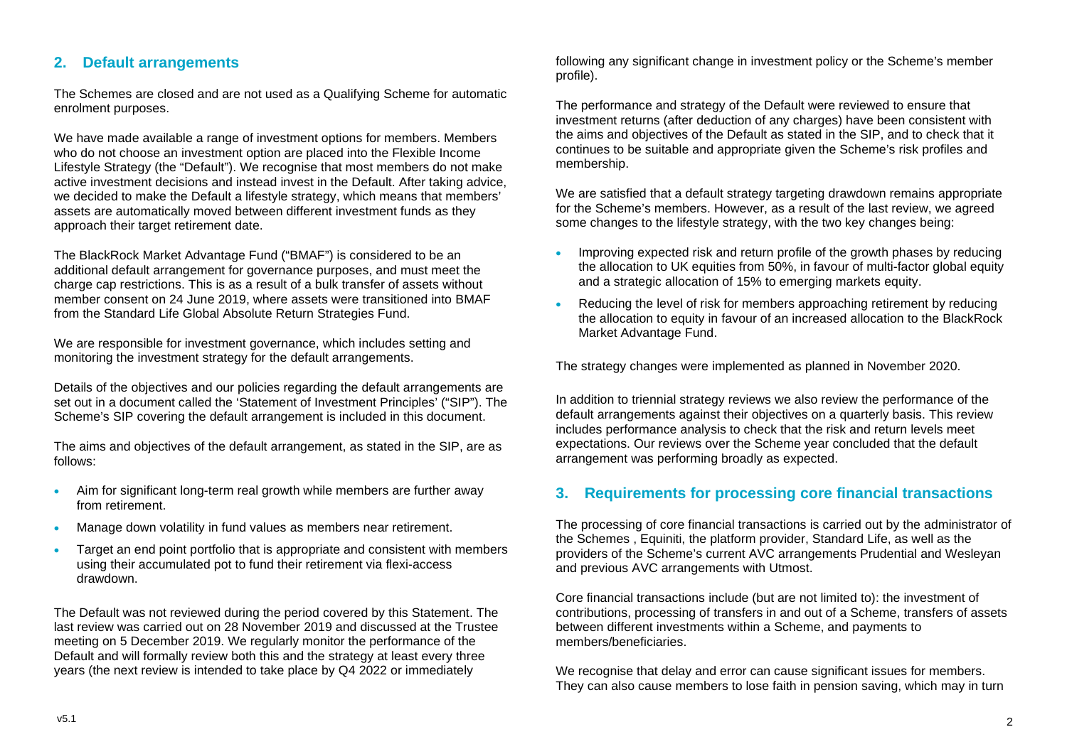## 2. Default arrangements

The Schemes are closed and are not used as a Qualifying Scheme for automatic enrolment purposes.

We have made available a range of investment options for members. Members who do not choose an investment option are placed into the Flexible Income Lifestyle Strategy (the "Default"). We recognise that most members do not make active investment decisions and instead invest in the Default. After taking advice, we decided to make the Default a lifestyle strategy, which means that members' assets are automatically moved between different investment funds as they approach their target retirement date.

The BlackRock Market Advantage Fund ("BMAF") is considered to be an additional default arrangement for governance purposes, and must meet the charge cap restrictions. This is as a result of a bulk transfer of assets without member consent on 24 June 2019, where assets were transitioned into BMAF from the Standard Life Global Absolute Return Strategies Fund.

We are responsible for investment governance, which includes setting and monitoring the investment strategy for the default arrangements.

Details of the objectives and our policies regarding the default arrangements are set out in a document called the 'Statement of Investment Principles' ("SIP"). The Scheme's SIP covering the default arrangement is included in this document.

The aims and objectives of the default arrangement, as stated in the SIP, are as follows:

- Aim for significant long-term real growth while members are further away from retirement.
- Manage down volatility in fund values as members near retirement.
- Target an end point portfolio that is appropriate and consistent with members using their accumulated pot to fund their retirement via flexi-access drawdown.

The Default was not reviewed during the period covered by this Statement. The last review was carried out on 28 November 2019 and discussed at the Trustee meeting on 5 December 2019. We regularly monitor the performance of the Default and will formally review both this and the strategy at least every three years (the next review is intended to take place by Q4 2022 or immediately following any significant change in investment policy or the Scheme's member profile).

The performance and strategy of the Default were reviewed to ensure that investment returns (after deduction of any charges) have been consistent with the aims and objectives of the Default as stated in the SIP, and to check that it continues to be suitable and appropriate given the Scheme's risk profiles and membership.

We are satisfied that a default strategy targeting drawdown remains appropriate for the Scheme's members. However, as a result of the last review, we agreed some changes to the lifestyle strategy, with the two key changes being:

- Improving expected risk and return profile of the growth phases by reducing the allocation to UK equities from 50%, in favour of multi-factor global equity and a strategic allocation of 15% to emerging markets equity.
- Reducing the level of risk for members approaching retirement by reducing the allocation to equity in favour of an increased allocation to the BlackRock Market Advantage Fund.

The strategy changes were implemented as planned in November 2020.

In addition to triennial strategy reviews we also review the performance of the default arrangements against their objectives on a quarterly basis. This review includes performance analysis to check that the risk and return levels meet expectations. Our reviews over the Scheme year concluded that the default arrangement was performing broadly as expected.

## 3. Requirements for processing core financial transactions

The processing of core financial transactions is carried out by the administrator of the Schemes , Equiniti, the platform provider, Standard Life, as well as the providers of the Scheme's current AVC arrangements Prudential and Wesleyan and previous AVC arrangements with Utmost.

Core financial transactions include (but are not limited to): the investment of contributions, processing of transfers in and out of a Scheme, transfers of assets between different investments within a Scheme, and payments to members/beneficiaries.

We recognise that delay and error can cause significant issues for members. They can also cause members to lose faith in pension saving, which may in turn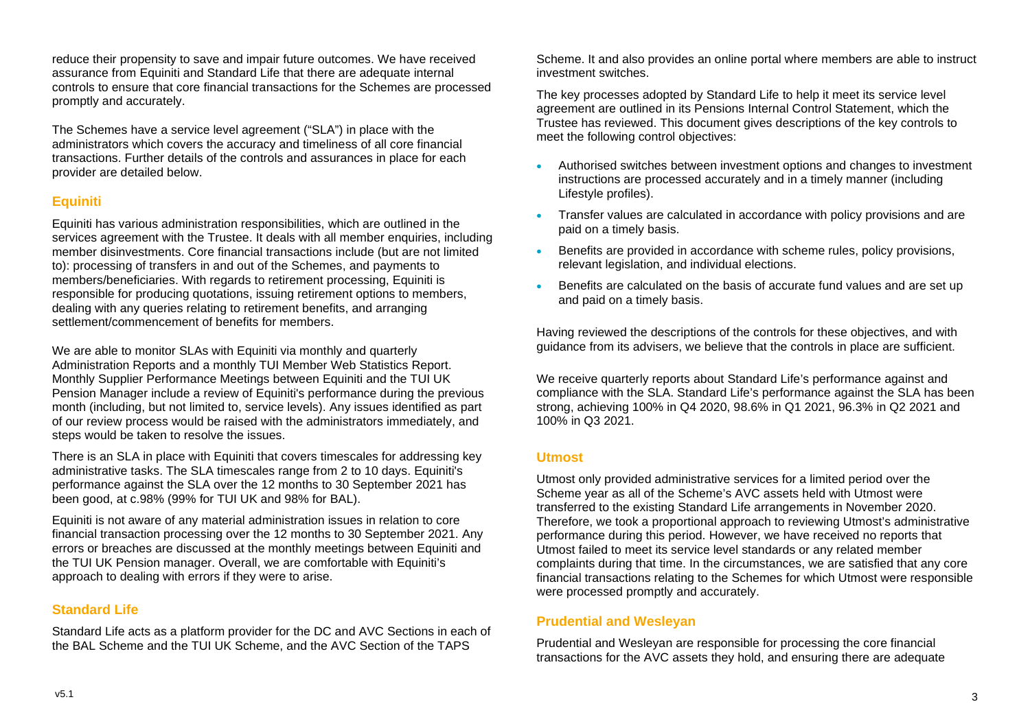reduce their propensity to save and impair future outcomes. We have received assurance from Equiniti and Standard Life that there are adequate internal controls to ensure that core financial transactions for the Schemes are processed promptly and accurately.

The Schemes have a service level agreement ("SLA") in place with the administrators which covers the accuracy and timeliness of all core financial transactions. Further details of the controls and assurances in place for each provider are detailed below.

## Equiniti

Equiniti has various administration responsibilities, which are outlined in the services agreement with the Trustee. It deals with all member enquiries, including member disinvestments. Core financial transactions include (but are not limited to): processing of transfers in and out of the Schemes, and payments to members/beneficiaries. With regards to retirement processing, Equiniti is responsible for producing quotations, issuing retirement options to members, dealing with any queries relating to retirement benefits, and arranging settlement/commencement of benefits for members.

We are able to monitor SLAs with Equiniti via monthly and quarterly Administration Reports and a monthly TUI Member Web Statistics Report. Monthly Supplier Performance Meetings between Equiniti and the TUI UK Pension Manager include a review of Equiniti's performance during the previous month (including, but not limited to, service levels). Any issues identified as part of our review process would be raised with the administrators immediately, and steps would be taken to resolve the issues.

There is an SLA in place with Equiniti that covers timescales for addressing key administrative tasks. The SLA timescales range from 2 to 10 days. Equiniti's performance against the SLA over the 12 months to 30 September 2021 has been good, at c.98% (99% for TUI UK and 98% for BAL).

Equiniti is not aware of any material administration issues in relation to core financial transaction processing over the 12 months to 30 September 2021. Any errors or breaches are discussed at the monthly meetings between Equiniti and the TUI UK Pension manager. Overall, we are comfortable with Equiniti's approach to dealing with errors if they were to arise.

## Standard Life

Standard Life acts as a platform provider for the DC and AVC Sections in each of the BAL Scheme and the TUI UK Scheme, and the AVC Section of the TAPS Scheme. It and also provides an online portal where members are able to instruct investment switches.

The key processes adopted by Standard Life to help it meet its service level agreement are outlined in its Pensions Internal Control Statement, which the Trustee has reviewed. This document gives descriptions of the key controls to meet the following control objectives:

- Authorised switches between investment options and changes to investment instructions are processed accurately and in a timely manner (including Lifestyle profiles).
- Transfer values are calculated in accordance with policy provisions and are paid on a timely basis.
- Benefits are provided in accordance with scheme rules, policy provisions, relevant legislation, and individual elections.
- Benefits are calculated on the basis of accurate fund values and are set up and paid on a timely basis.

Having reviewed the descriptions of the controls for these objectives, and with guidance from its advisers, we believe that the controls in place are sufficient.

We receive quarterly reports about Standard Life's performance against and compliance with the SLA. Standard Life's performance against the SLA has been strong, achieving 100% in Q4 2020, 98.6% in Q1 2021, 96.3% in Q2 2021 and 100% in Q3 2021.

## Utmost

Utmost only provided administrative services for a limited period over the Scheme year as all of the Scheme's AVC assets held with Utmost were transferred to the existing Standard Life arrangements in November 2020. Therefore, we took a proportional approach to reviewing Utmost's administrative performance during this period. However, we have received no reports that Utmost failed to meet its service level standards or any related member complaints during that time. In the circumstances, we are satisfied that any core financial transactions relating to the Schemes for which Utmost were responsible were processed promptly and accurately.

## Prudential and Wesleyan

Prudential and Wesleyan are responsible for processing the core financial transactions for the AVC assets they hold, and ensuring there are adequate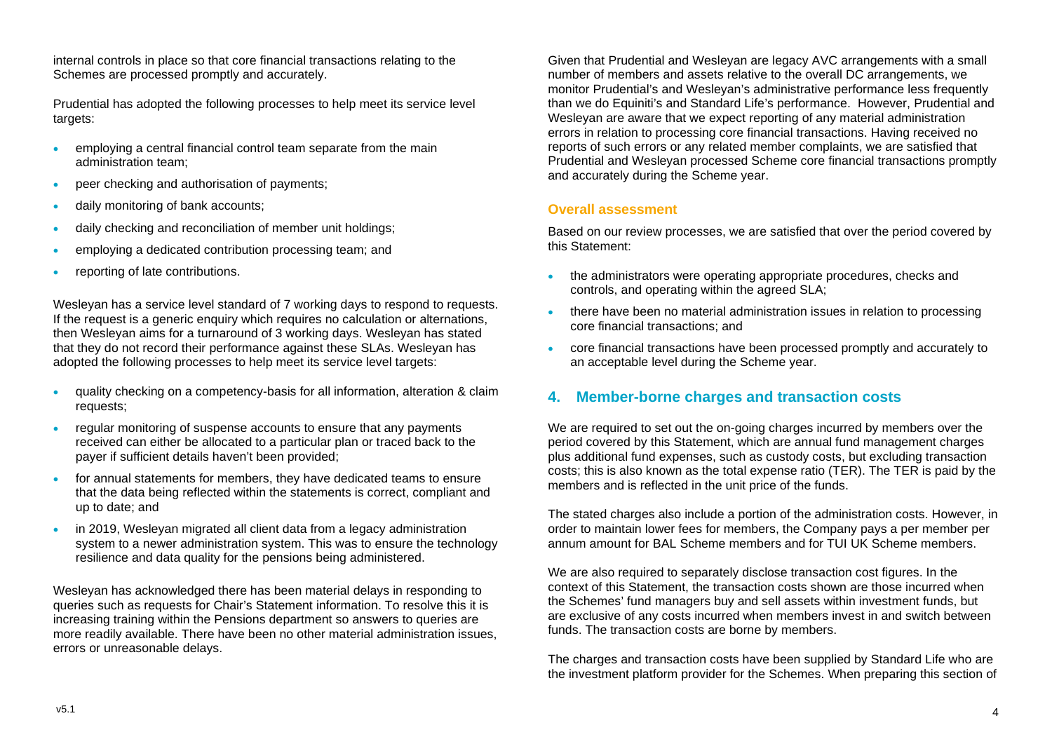internal controls in place so that core financial transactions relating to the Schemes are processed promptly and accurately.

Prudential has adopted the following processes to help meet its service level targets:

- employing a central financial control team separate from the main administration team;
- peer checking and authorisation of payments;
- daily monitoring of bank accounts;
- daily checking and reconciliation of member unit holdings;
- employing a dedicated contribution processing team; and
- reporting of late contributions.

Wesleyan has a service level standard of 7 working days to respond to requests. If the request is a generic enquiry which requires no calculation or alternations, then Wesleyan aims for a turnaround of 3 working days. Wesleyan has stated that they do not record their performance against these SLAs. Wesleyan has adopted the following processes to help meet its service level targets:

- quality checking on a competency-basis for all information, alteration & claim requests;
- regular monitoring of suspense accounts to ensure that any payments received can either be allocated to a particular plan or traced back to the payer if sufficient details haven't been provided;
- for annual statements for members, they have dedicated teams to ensure that the data being reflected within the statements is correct, compliant and up to date; and
- in 2019, Wesleyan migrated all client data from a legacy administration system to a newer administration system. This was to ensure the technology resilience and data quality for the pensions being administered.

Wesleyan has acknowledged there has been material delays in responding to queries such as requests for Chair's Statement information. To resolve this it is increasing training within the Pensions department so answers to queries are more readily available. There have been no other material administration issues, errors or unreasonable delays.

Given that Prudential and Wesleyan are legacy AVC arrangements with a small number of members and assets relative to the overall DC arrangements, we monitor Prudential's and Wesleyan's administrative performance less frequently than we do Equiniti's and Standard Life's performance. However, Prudential and Wesleyan are aware that we expect reporting of any material administration errors in relation to processing core financial transactions. Having received no reports of such errors or any related member complaints, we are satisfied that Prudential and Wesleyan processed Scheme core financial transactions promptly and accurately during the Scheme year.

### Overall assessment

Based on our review processes, we are satisfied that over the period covered by this Statement:

- the administrators were operating appropriate procedures, checks and controls, and operating within the agreed SLA;
- there have been no material administration issues in relation to processing core financial transactions; and
- core financial transactions have been processed promptly and accurately to an acceptable level during the Scheme year.

## 4. Member-borne charges and transaction costs

We are required to set out the on-going charges incurred by members over the period covered by this Statement, which are annual fund management charges plus additional fund expenses, such as custody costs, but excluding transaction costs; this is also known as the total expense ratio (TER). The TER is paid by the members and is reflected in the unit price of the funds.

The stated charges also include a portion of the administration costs. However, in order to maintain lower fees for members, the Company pays a per member per annum amount for BAL Scheme members and for TUI UK Scheme members.

We are also required to separately disclose transaction cost figures. In the context of this Statement, the transaction costs shown are those incurred when the Schemes' fund managers buy and sell assets within investment funds, but are exclusive of any costs incurred when members invest in and switch between funds. The transaction costs are borne by members.

The charges and transaction costs have been supplied by Standard Life who are the investment platform provider for the Schemes. When preparing this section of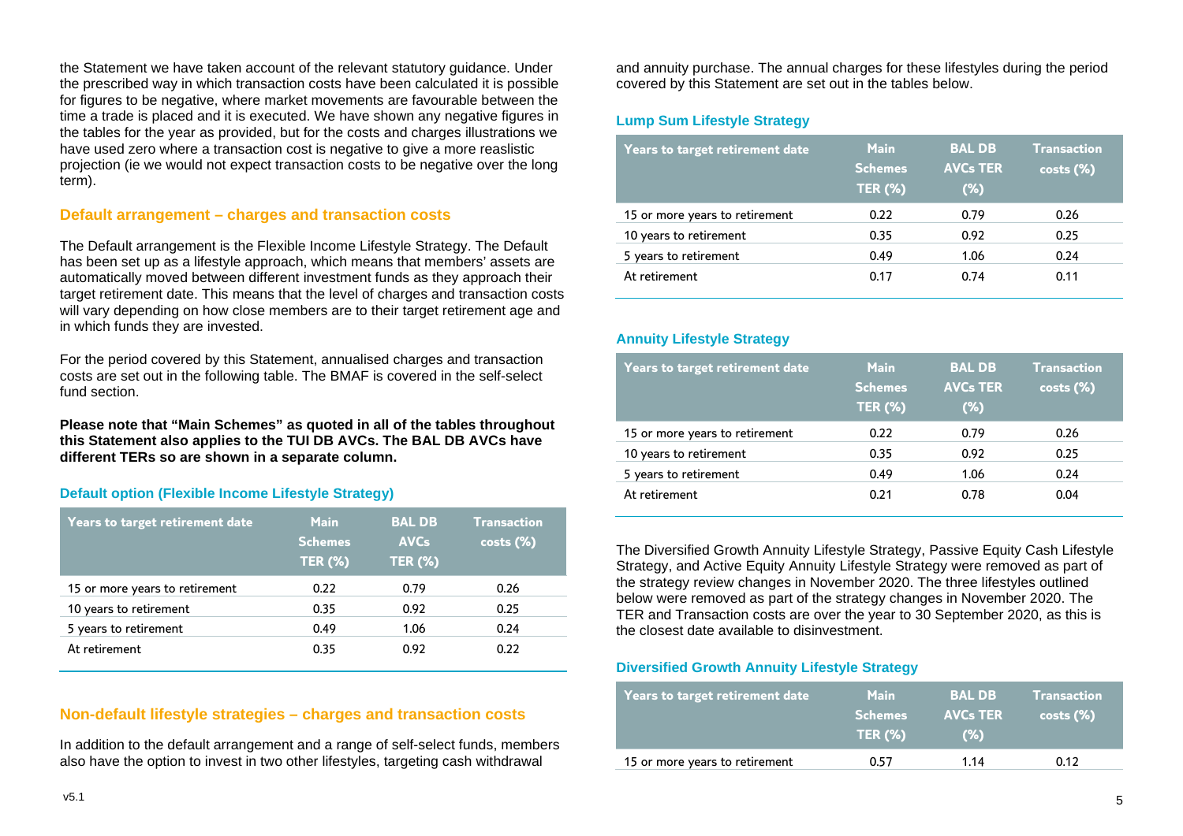the Statement we have taken account of the relevant statutory guidance. Under the prescribed way in which transaction costs have been calculated it is possible for figures to be negative, where market movements are favourable between the time a trade is placed and it is executed. We have shown any negative figures in the tables for the year as provided, but for the costs and charges illustrations we have used zero where a transaction cost is negative to give a more realistic projection (ie we would not expect transaction costs to be negative over the long term).

## Default arrangement – charges and transaction costs

The Default arrangement is the Flexible Income Lifestyle Strategy. The Default has been set up as a lifestyle approach, which means that members' assets are automatically moved between different investment funds as they approach their target retirement date. This means that the level of charges and transaction costs will vary depending on how close members are to their target retirement age and in which funds they are invested.

For the period covered by this Statement, annualised charges and transaction costs are set out in the following table. The BMAF is covered in the self-select fund section.

**Please note that "Main Schemes" as quoted in all of the tables throughout this Statement also applies to the TUI DB AVCs. The BAL DB AVCs have different TERs so are shown in a separate column.**

### Default option (Flexible Income Lifestyle Strategy)

| Years to target retirement date | Main Schemes TER (%) | BAL DB AVCs TER (%) | Transaction costs (%) |
|---|---|---|---|
| 15 or more years to retirement | 0.22 | 0.79 | 0.26 |
| 10 years to retirement | 0.35 | 0.92 | 0.25 |
| 5 years to retirement | 0.49 | 1.06 | 0.24 |
| At retirement | 0.35 | 0.92 | 0.22 |

## Non-default lifestyle strategies – charges and transaction costs

In addition to the default arrangement and a range of self-select funds, members also have the option to invest in two other lifestyles, targeting cash withdrawal and annuity purchase. The annual charges for these lifestyles during the period covered by this Statement are set out in the tables below.

### Lump Sum Lifestyle Strategy

| Years to target retirement date | Main Schemes TER (%) | BAL DB AVCs TER (%) | Transaction costs (%) |
|---|---|---|---|
| 15 or more years to retirement | 0.22 | 0.79 | 0.26 |
| 10 years to retirement | 0.35 | 0.92 | 0.25 |
| 5 years to retirement | 0.49 | 1.06 | 0.24 |
| At retirement | 0.17 | 0.74 | 0.11 |

### Annuity Lifestyle Strategy

| Years to target retirement date | Main Schemes TER (%) | BAL DB AVCs TER (%) | Transaction costs (%) |
|---|---|---|---|
| 15 or more years to retirement | 0.22 | 0.79 | 0.26 |
| 10 years to retirement | 0.35 | 0.92 | 0.25 |
| 5 years to retirement | 0.49 | 1.06 | 0.24 |
| At retirement | 0.21 | 0.78 | 0.04 |

The Diversified Growth Annuity Lifestyle Strategy, Passive Equity Cash Lifestyle Strategy, and Active Equity Annuity Lifestyle Strategy were removed as part of the strategy review changes in November 2020. The three lifestyles outlined below were removed as part of the strategy changes in November 2020. The TER and Transaction costs are over the year to 30 September 2020, as this is the closest date available to disinvestment.

### Diversified Growth Annuity Lifestyle Strategy

| Years to target retirement date | Main Schemes TER (%) | BAL DB AVCs TER (%) | Transaction costs (%) |
|---|---|---|---|
| 15 or more years to retirement | 0.57 | 1.14 | 0.12 |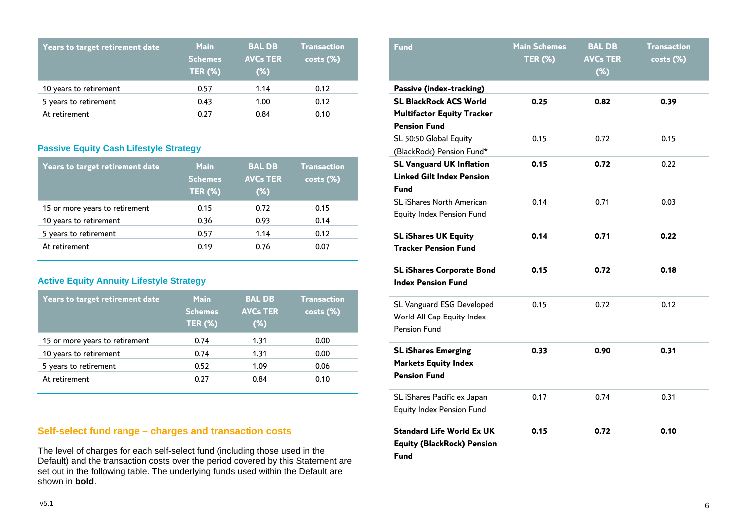| Years to target retirement date | Main Schemes TER (%) | BAL DB AVCs TER (%) | Transaction costs (%) |
|---|---|---|---|
| 10 years to retirement | 0.57 | 1.14 | 0.12 |
| 5 years to retirement | 0.43 | 1.00 | 0.12 |
| At retirement | 0.27 | 0.84 | 0.10 |

### Passive Equity Cash Lifestyle Strategy

| Years to target retirement date | Main Schemes TER (%) | BAL DB AVCs TER (%) | Transaction costs (%) |
|---|---|---|---|
| 15 or more years to retirement | 0.15 | 0.72 | 0.15 |
| 10 years to retirement | 0.36 | 0.93 | 0.14 |
| 5 years to retirement | 0.57 | 1.14 | 0.12 |
| At retirement | 0.19 | 0.76 | 0.07 |

### Active Equity Annuity Lifestyle Strategy

| Years to target retirement date | Main Schemes TER (%) | BAL DB AVCs TER (%) | Transaction costs (%) |
|---|---|---|---|
| 15 or more years to retirement | 0.74 | 1.31 | 0.00 |
| 10 years to retirement | 0.74 | 1.31 | 0.00 |
| 5 years to retirement | 0.52 | 1.09 | 0.06 |
| At retirement | 0.27 | 0.84 | 0.10 |

## Self-select fund range – charges and transaction costs

The level of charges for each self-select fund (including those used in the Default) and the transaction costs over the period covered by this Statement are set out in the following table. The underlying funds used within the Default are shown in **bold**.

| Fund | Main Schemes TER (%) | BAL DB AVCs TER (%) | Transaction costs (%) |
|---|---|---|---|
| **Passive (index-tracking)** | | | |
| **SL BlackRock ACS World Multifactor Equity Tracker Pension Fund** | **0.25** | **0.82** | **0.39** |
| SL 50:50 Global Equity (BlackRock) Pension Fund* | 0.15 | 0.72 | 0.15 |
| **SL Vanguard UK Inflation Linked Gilt Index Pension Fund** | **0.15** | **0.72** | 0.22 |
| SL iShares North American Equity Index Pension Fund | 0.14 | 0.71 | 0.03 |
| **SL iShares UK Equity Tracker Pension Fund** | **0.14** | **0.71** | **0.22** |
| **SL iShares Corporate Bond Index Pension Fund** | **0.15** | **0.72** | **0.18** |
| SL Vanguard ESG Developed World All Cap Equity Index Pension Fund | 0.15 | 0.72 | 0.12 |
| **SL iShares Emerging Markets Equity Index Pension Fund** | **0.33** | **0.90** | **0.31** |
| SL iShares Pacific ex Japan Equity Index Pension Fund | 0.17 | 0.74 | 0.31 |
| **Standard Life World Ex UK Equity (BlackRock) Pension Fund** | **0.15** | **0.72** | **0.10** |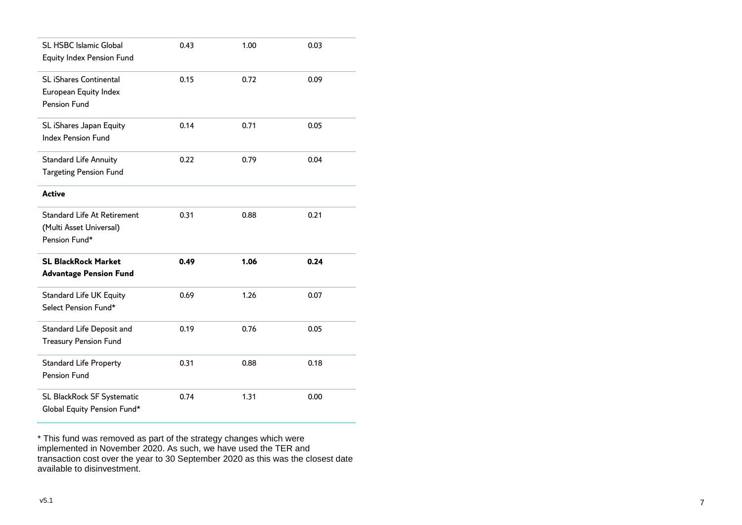| | | | |
|---|---|---|---|
| SL HSBC Islamic Global Equity Index Pension Fund | 0.43 | 1.00 | 0.03 |
| SL iShares Continental European Equity Index Pension Fund | 0.15 | 0.72 | 0.09 |
| SL iShares Japan Equity Index Pension Fund | 0.14 | 0.71 | 0.05 |
| Standard Life Annuity Targeting Pension Fund | 0.22 | 0.79 | 0.04 |
| **Active** | | | |
| Standard Life At Retirement (Multi Asset Universal) Pension Fund* | 0.31 | 0.88 | 0.21 |
| **SL BlackRock Market Advantage Pension Fund** | **0.49** | **1.06** | **0.24** |
| Standard Life UK Equity Select Pension Fund* | 0.69 | 1.26 | 0.07 |
| Standard Life Deposit and Treasury Pension Fund | 0.19 | 0.76 | 0.05 |
| Standard Life Property Pension Fund | 0.31 | 0.88 | 0.18 |
| SL BlackRock SF Systematic Global Equity Pension Fund* | 0.74 | 1.31 | 0.00 |

* This fund was removed as part of the strategy changes which were implemented in November 2020. As such, we have used the TER and transaction cost over the year to 30 September 2020 as this was the closest date available to disinvestment.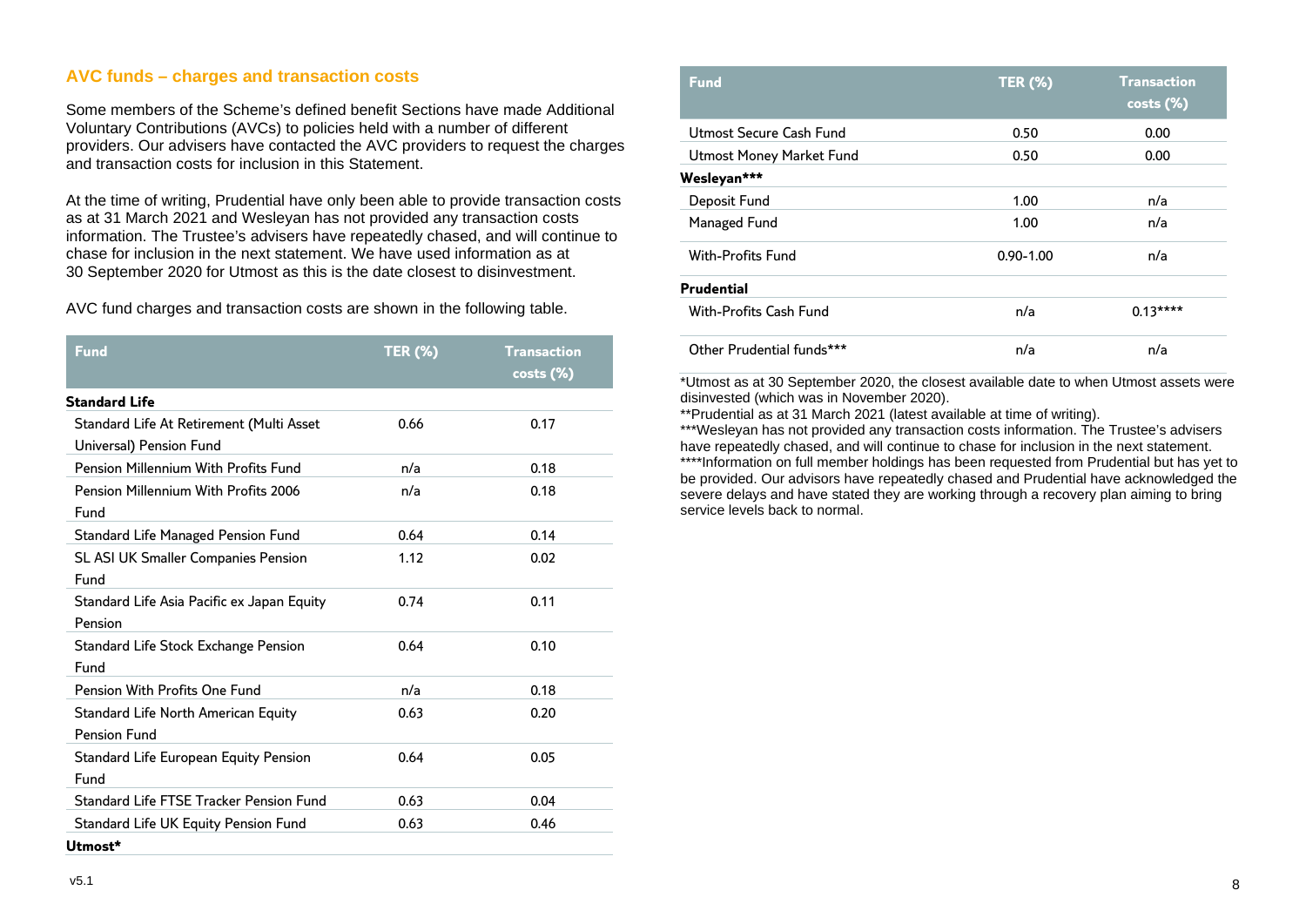## AVC funds – charges and transaction costs

Some members of the Scheme's defined benefit Sections have made Additional Voluntary Contributions (AVCs) to policies held with a number of different providers. Our advisers have contacted the AVC providers to request the charges and transaction costs for inclusion in this Statement.

At the time of writing, Prudential have only been able to provide transaction costs as at 31 March 2021 and Wesleyan has not provided any transaction costs information. The Trustee's advisers have repeatedly chased, and will continue to chase for inclusion in the next statement. We have used information as at 30 September 2020 for Utmost as this is the date closest to disinvestment.

AVC fund charges and transaction costs are shown in the following table.

| Fund | TER (%) | Transaction costs (%) |
|---|---|---|
| **Standard Life** | | |
| Standard Life At Retirement (Multi Asset Universal) Pension Fund | 0.66 | 0.17 |
| Pension Millennium With Profits Fund | n/a | 0.18 |
| Pension Millennium With Profits 2006 Fund | n/a | 0.18 |
| Standard Life Managed Pension Fund | 0.64 | 0.14 |
| SL ASI UK Smaller Companies Pension Fund | 1.12 | 0.02 |
| Standard Life Asia Pacific ex Japan Equity Pension | 0.74 | 0.11 |
| Standard Life Stock Exchange Pension Fund | 0.64 | 0.10 |
| Pension With Profits One Fund | n/a | 0.18 |
| Standard Life North American Equity Pension Fund | 0.63 | 0.20 |
| Standard Life European Equity Pension Fund | 0.64 | 0.05 |
| Standard Life FTSE Tracker Pension Fund | 0.63 | 0.04 |
| Standard Life UK Equity Pension Fund | 0.63 | 0.46 |
| **Utmost*** | | |
| Utmost Secure Cash Fund | 0.50 | 0.00 |
| Utmost Money Market Fund | 0.50 | 0.00 |
| **Wesleyan*** ** | | |
| Deposit Fund | 1.00 | n/a |
| Managed Fund | 1.00 | n/a |
| With-Profits Fund | 0.90-1.00 | n/a |
| **Prudential** | | |
| With-Profits Cash Fund | n/a | 0.13**** |
| Other Prudential funds*** | n/a | n/a |

*Utmost as at 30 September 2020, the closest available date to when Utmost assets were disinvested (which was in November 2020).

**Prudential as at 31 March 2021 (latest available at time of writing).

***Wesleyan has not provided any transaction costs information. The Trustee's advisers have repeatedly chased, and will continue to chase for inclusion in the next statement.

****Information on full member holdings has been requested from Prudential but has yet to be provided. Our advisors have repeatedly chased and Prudential have acknowledged the severe delays and have stated they are working through a recovery plan aiming to bring service levels back to normal.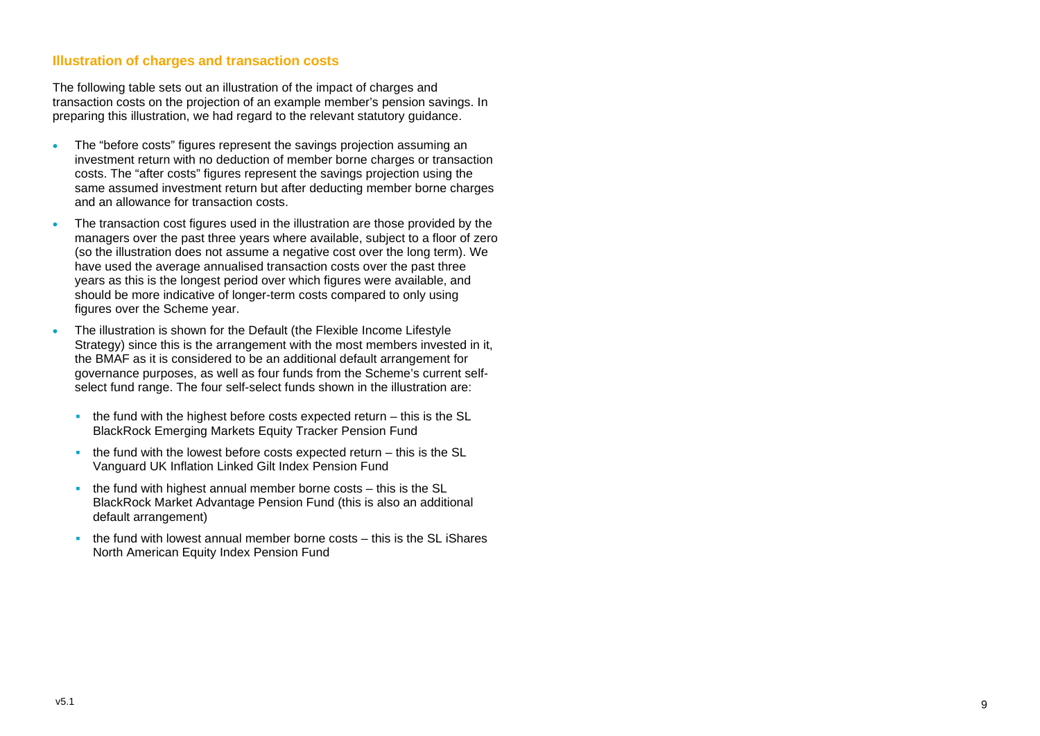## Illustration of charges and transaction costs

The following table sets out an illustration of the impact of charges and transaction costs on the projection of an example member's pension savings. In preparing this illustration, we had regard to the relevant statutory guidance.

- The "before costs" figures represent the savings projection assuming an investment return with no deduction of member borne charges or transaction costs. The "after costs" figures represent the savings projection using the same assumed investment return but after deducting member borne charges and an allowance for transaction costs.
- The transaction cost figures used in the illustration are those provided by the managers over the past three years where available, subject to a floor of zero (so the illustration does not assume a negative cost over the long term). We have used the average annualised transaction costs over the past three years as this is the longest period over which figures were available, and should be more indicative of longer-term costs compared to only using figures over the Scheme year.
- The illustration is shown for the Default (the Flexible Income Lifestyle Strategy) since this is the arrangement with the most members invested in it, the BMAF as it is considered to be an additional default arrangement for governance purposes, as well as four funds from the Scheme's current self-select fund range. The four self-select funds shown in the illustration are:
  - the fund with the highest before costs expected return – this is the SL BlackRock Emerging Markets Equity Tracker Pension Fund
  - the fund with the lowest before costs expected return – this is the SL Vanguard UK Inflation Linked Gilt Index Pension Fund
  - the fund with highest annual member borne costs – this is the SL BlackRock Market Advantage Pension Fund (this is also an additional default arrangement)
  - the fund with lowest annual member borne costs – this is the SL iShares North American Equity Index Pension Fund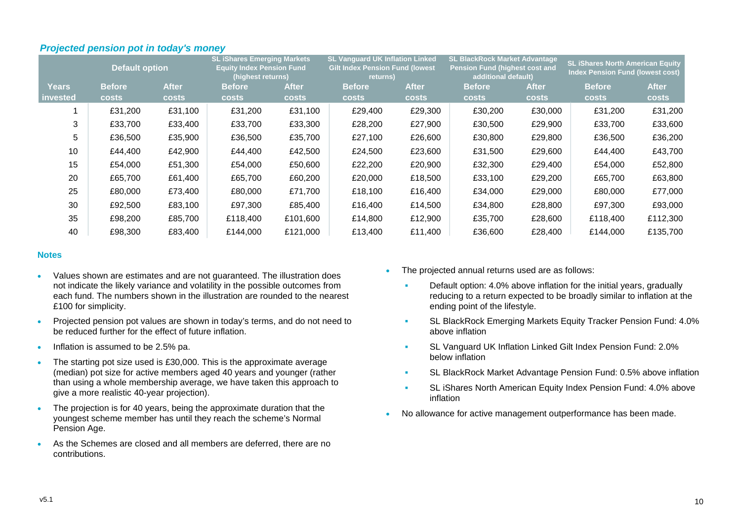### *Projected pension pot in today's money*

| | Default option | | SL iShares Emerging Markets Equity Index Pension Fund (highest returns) | | SL Vanguard UK Inflation Linked Gilt Index Pension Fund (lowest returns) | | SL BlackRock Market Advantage Pension Fund (highest cost and additional default) | | SL iShares North American Equity Index Pension Fund (lowest cost) | |
|---|---|---|---|---|---|---|---|---|---|---|
| **Years invested** | **Before costs** | **After costs** | **Before costs** | **After costs** | **Before costs** | **After costs** | **Before costs** | **After costs** | **Before costs** | **After costs** |
| 1 | £31,200 | £31,100 | £31,200 | £31,100 | £29,400 | £29,300 | £30,200 | £30,000 | £31,200 | £31,200 |
| 3 | £33,700 | £33,400 | £33,700 | £33,300 | £28,200 | £27,900 | £30,500 | £29,900 | £33,700 | £33,600 |
| 5 | £36,500 | £35,900 | £36,500 | £35,700 | £27,100 | £26,600 | £30,800 | £29,800 | £36,500 | £36,200 |
| 10 | £44,400 | £42,900 | £44,400 | £42,500 | £24,500 | £23,600 | £31,500 | £29,600 | £44,400 | £43,700 |
| 15 | £54,000 | £51,300 | £54,000 | £50,600 | £22,200 | £20,900 | £32,300 | £29,400 | £54,000 | £52,800 |
| 20 | £65,700 | £61,400 | £65,700 | £60,200 | £20,000 | £18,500 | £33,100 | £29,200 | £65,700 | £63,800 |
| 25 | £80,000 | £73,400 | £80,000 | £71,700 | £18,100 | £16,400 | £34,000 | £29,000 | £80,000 | £77,000 |
| 30 | £92,500 | £83,100 | £97,300 | £85,400 | £16,400 | £14,500 | £34,800 | £28,800 | £97,300 | £93,000 |
| 35 | £98,200 | £85,700 | £118,400 | £101,600 | £14,800 | £12,900 | £35,700 | £28,600 | £118,400 | £112,300 |
| 40 | £98,300 | £83,400 | £144,000 | £121,000 | £13,400 | £11,400 | £36,600 | £28,400 | £144,000 | £135,700 |

#### Notes

- Values shown are estimates and are not guaranteed. The illustration does not indicate the likely variance and volatility in the possible outcomes from each fund. The numbers shown in the illustration are rounded to the nearest £100 for simplicity.
- Projected pension pot values are shown in today's terms, and do not need to be reduced further for the effect of future inflation.
- Inflation is assumed to be 2.5% pa.
- The starting pot size used is £30,000. This is the approximate average (median) pot size for active members aged 40 years and younger (rather than using a whole membership average, we have taken this approach to give a more realistic 40-year projection).
- The projection is for 40 years, being the approximate duration that the youngest scheme member has until they reach the scheme's Normal Pension Age.
- As the Schemes are closed and all members are deferred, there are no contributions.
- The projected annual returns used are as follows:
  - Default option: 4.0% above inflation for the initial years, gradually reducing to a return expected to be broadly similar to inflation at the ending point of the lifestyle.
  - SL BlackRock Emerging Markets Equity Tracker Pension Fund: 4.0% above inflation
  - SL Vanguard UK Inflation Linked Gilt Index Pension Fund: 2.0% below inflation
  - SL BlackRock Market Advantage Pension Fund: 0.5% above inflation
  - SL iShares North American Equity Index Pension Fund: 4.0% above inflation
- No allowance for active management outperformance has been made.

v5.1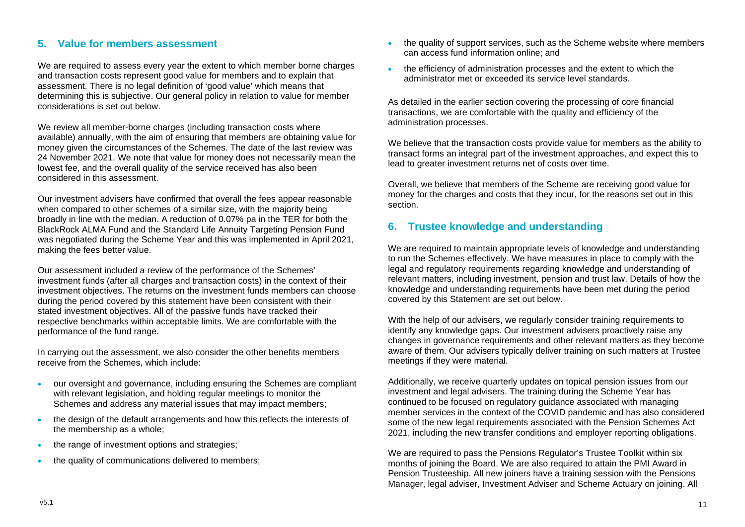## 5. Value for members assessment

We are required to assess every year the extent to which member borne charges and transaction costs represent good value for members and to explain that assessment. There is no legal definition of 'good value' which means that determining this is subjective. Our general policy in relation to value for member considerations is set out below.

We review all member-borne charges (including transaction costs where available) annually, with the aim of ensuring that members are obtaining value for money given the circumstances of the Schemes. The date of the last review was 24 November 2021. We note that value for money does not necessarily mean the lowest fee, and the overall quality of the service received has also been considered in this assessment.

Our investment advisers have confirmed that overall the fees appear reasonable when compared to other schemes of a similar size, with the majority being broadly in line with the median. A reduction of 0.07% pa in the TER for both the BlackRock ALMA Fund and the Standard Life Annuity Targeting Pension Fund was negotiated during the Scheme Year and this was implemented in April 2021, making the fees better value.

Our assessment included a review of the performance of the Schemes' investment funds (after all charges and transaction costs) in the context of their investment objectives. The returns on the investment funds members can choose during the period covered by this statement have been consistent with their stated investment objectives. All of the passive funds have tracked their respective benchmarks within acceptable limits. We are comfortable with the performance of the fund range.

In carrying out the assessment, we also consider the other benefits members receive from the Schemes, which include:

- our oversight and governance, including ensuring the Schemes are compliant with relevant legislation, and holding regular meetings to monitor the Schemes and address any material issues that may impact members;
- the design of the default arrangements and how this reflects the interests of the membership as a whole;
- the range of investment options and strategies;
- the quality of communications delivered to members;
- the quality of support services, such as the Scheme website where members can access fund information online; and
- the efficiency of administration processes and the extent to which the administrator met or exceeded its service level standards.

As detailed in the earlier section covering the processing of core financial transactions, we are comfortable with the quality and efficiency of the administration processes.

We believe that the transaction costs provide value for members as the ability to transact forms an integral part of the investment approaches, and expect this to lead to greater investment returns net of costs over time.

Overall, we believe that members of the Scheme are receiving good value for money for the charges and costs that they incur, for the reasons set out in this section.

## 6. Trustee knowledge and understanding

We are required to maintain appropriate levels of knowledge and understanding to run the Schemes effectively. We have measures in place to comply with the legal and regulatory requirements regarding knowledge and understanding of relevant matters, including investment, pension and trust law. Details of how the knowledge and understanding requirements have been met during the period covered by this Statement are set out below.

With the help of our advisers, we regularly consider training requirements to identify any knowledge gaps. Our investment advisers proactively raise any changes in governance requirements and other relevant matters as they become aware of them. Our advisers typically deliver training on such matters at Trustee meetings if they were material.

Additionally, we receive quarterly updates on topical pension issues from our investment and legal advisers. The training during the Scheme Year has continued to be focused on regulatory guidance associated with managing member services in the context of the COVID pandemic and has also considered some of the new legal requirements associated with the Pension Schemes Act 2021, including the new transfer conditions and employer reporting obligations.

We are required to pass the Pensions Regulator's Trustee Toolkit within six months of joining the Board. We are also required to attain the PMI Award in Pension Trusteeship. All new joiners have a training session with the Pensions Manager, legal adviser, Investment Adviser and Scheme Actuary on joining. All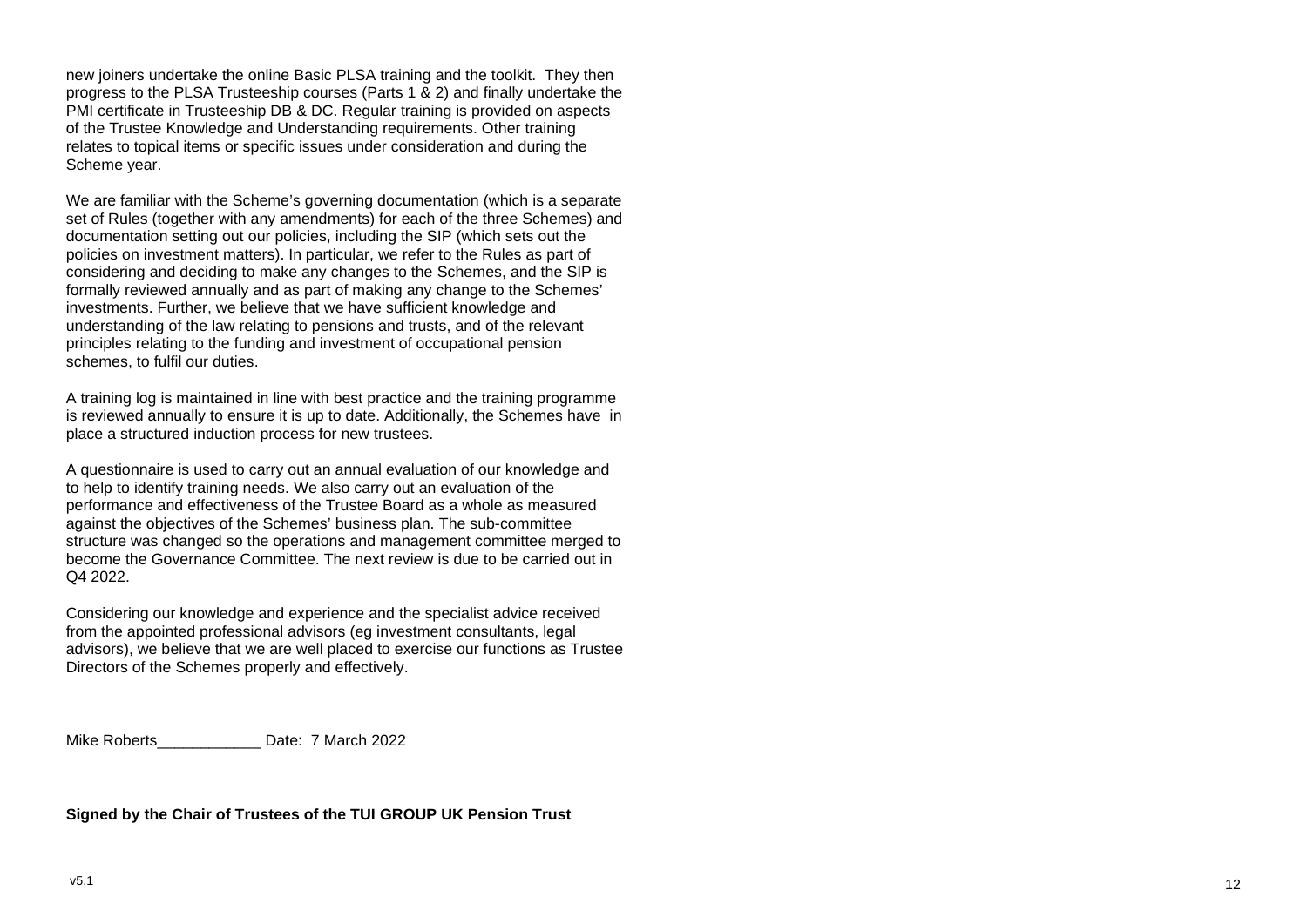new joiners undertake the online Basic PLSA training and the toolkit.  They then progress to the PLSA Trusteeship courses (Parts 1 & 2) and finally undertake the PMI certificate in Trusteeship DB & DC. Regular training is provided on aspects of the Trustee Knowledge and Understanding requirements. Other training relates to topical items or specific issues under consideration and during the Scheme year.

We are familiar with the Scheme's governing documentation (which is a separate set of Rules (together with any amendments) for each of the three Schemes) and documentation setting out our policies, including the SIP (which sets out the policies on investment matters). In particular, we refer to the Rules as part of considering and deciding to make any changes to the Schemes, and the SIP is formally reviewed annually and as part of making any change to the Schemes' investments. Further, we believe that we have sufficient knowledge and understanding of the law relating to pensions and trusts, and of the relevant principles relating to the funding and investment of occupational pension schemes, to fulfil our duties.

A training log is maintained in line with best practice and the training programme is reviewed annually to ensure it is up to date. Additionally, the Schemes have  in place a structured induction process for new trustees.

A questionnaire is used to carry out an annual evaluation of our knowledge and to help to identify training needs. We also carry out an evaluation of the performance and effectiveness of the Trustee Board as a whole as measured against the objectives of the Schemes' business plan. The sub-committee structure was changed so the operations and management committee merged to become the Governance Committee. The next review is due to be carried out in Q4 2022.

Considering our knowledge and experience and the specialist advice received from the appointed professional advisors (eg investment consultants, legal advisors), we believe that we are well placed to exercise our functions as Trustee Directors of the Schemes properly and effectively.

Mike Roberts____________ Date:  7 March 2022

**Signed by the Chair of Trustees of the TUI GROUP UK Pension Trust**

v5.1